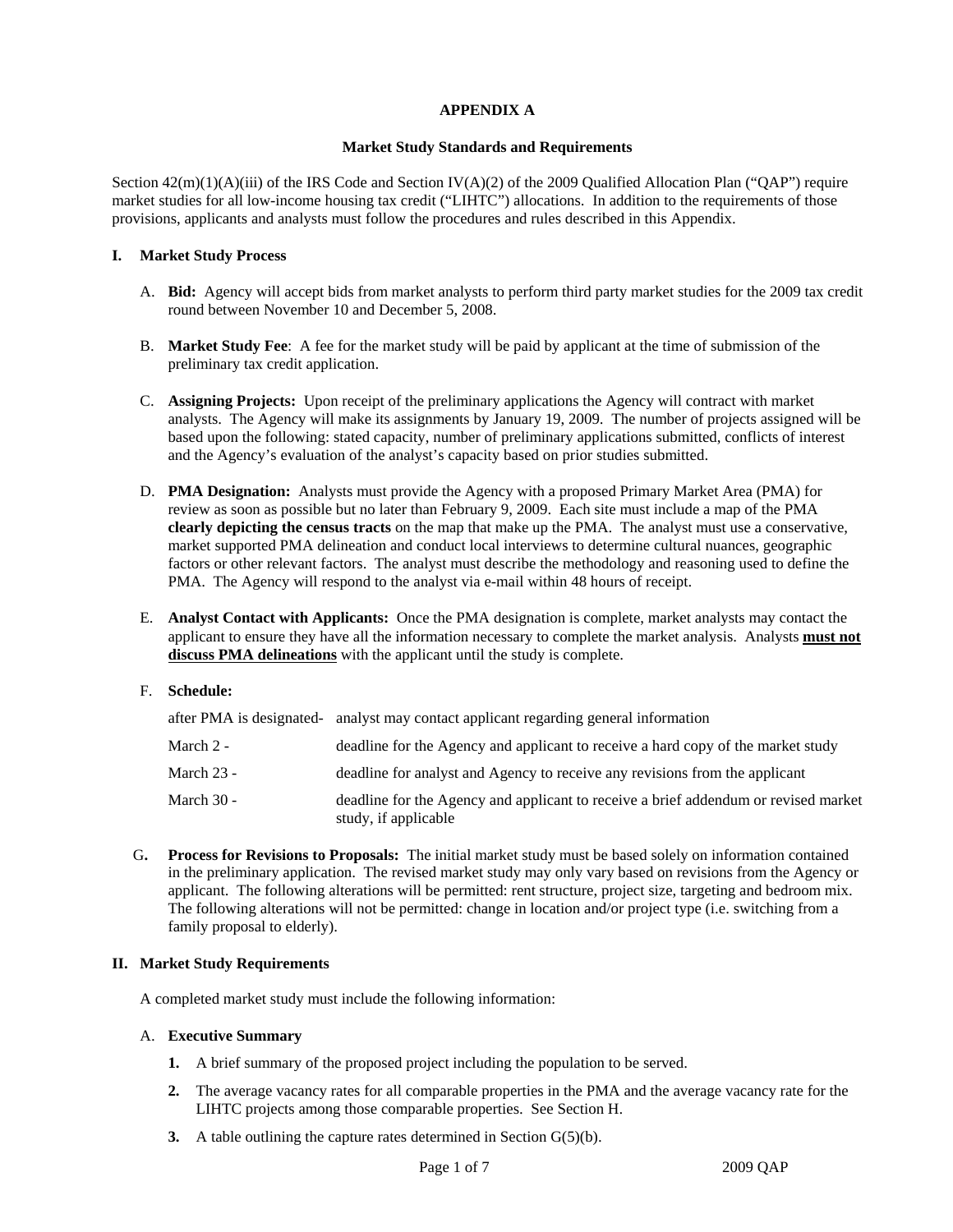# APPENDIX A

## Market Study Standards and Requirements

Section 42(m)(1)(A)(iii) of the IRS Code and Section IV(A)(2) of the 2009 Qualified Allocation Plan ("QAP") require market studies for all low-income housing tax credit ("LIHTC") allocations. In addition to the requirements of those provisions, applicants and analysts must follow the procedures and rules described in this Appendix.

### I. Market Study Process

A. **Bid:** Agency will accept bids from market analysts to perform third party market studies for the 2009 tax credit round between November 10 and December 5, 2008.

B. **Market Study Fee**: A fee for the market study will be paid by applicant at the time of submission of the preliminary tax credit application.

C. **Assigning Projects:** Upon receipt of the preliminary applications the Agency will contract with market analysts. The Agency will make its assignments by January 19, 2009. The number of projects assigned will be based upon the following: stated capacity, number of preliminary applications submitted, conflicts of interest and the Agency's evaluation of the analyst's capacity based on prior studies submitted.

D. **PMA Designation:** Analysts must provide the Agency with a proposed Primary Market Area (PMA) for review as soon as possible but no later than February 9, 2009. Each site must include a map of the PMA **clearly depicting the census tracts** on the map that make up the PMA. The analyst must use a conservative, market supported PMA delineation and conduct local interviews to determine cultural nuances, geographic factors or other relevant factors. The analyst must describe the methodology and reasoning used to define the PMA. The Agency will respond to the analyst via e-mail within 48 hours of receipt.

E. **Analyst Contact with Applicants:** Once the PMA designation is complete, market analysts may contact the applicant to ensure they have all the information necessary to complete the market analysis. Analysts **<u>must not discuss PMA delineations</u>** with the applicant until the study is complete.

F. **Schedule:**

| | |
|---|---|
| after PMA is designated- | analyst may contact applicant regarding general information |
| March 2 - | deadline for the Agency and applicant to receive a hard copy of the market study |
| March 23 - | deadline for analyst and Agency to receive any revisions from the applicant |
| March 30 - | deadline for the Agency and applicant to receive a brief addendum or revised market study, if applicable |

G. **Process for Revisions to Proposals:** The initial market study must be based solely on information contained in the preliminary application. The revised market study may only vary based on revisions from the Agency or applicant. The following alterations will be permitted: rent structure, project size, targeting and bedroom mix. The following alterations will not be permitted: change in location and/or project type (i.e. switching from a family proposal to elderly).

### II. Market Study Requirements

A completed market study must include the following information:

A. **Executive Summary**

1. A brief summary of the proposed project including the population to be served.
2. The average vacancy rates for all comparable properties in the PMA and the average vacancy rate for the LIHTC projects among those comparable properties. See Section H.
3. A table outlining the capture rates determined in Section G(5)(b).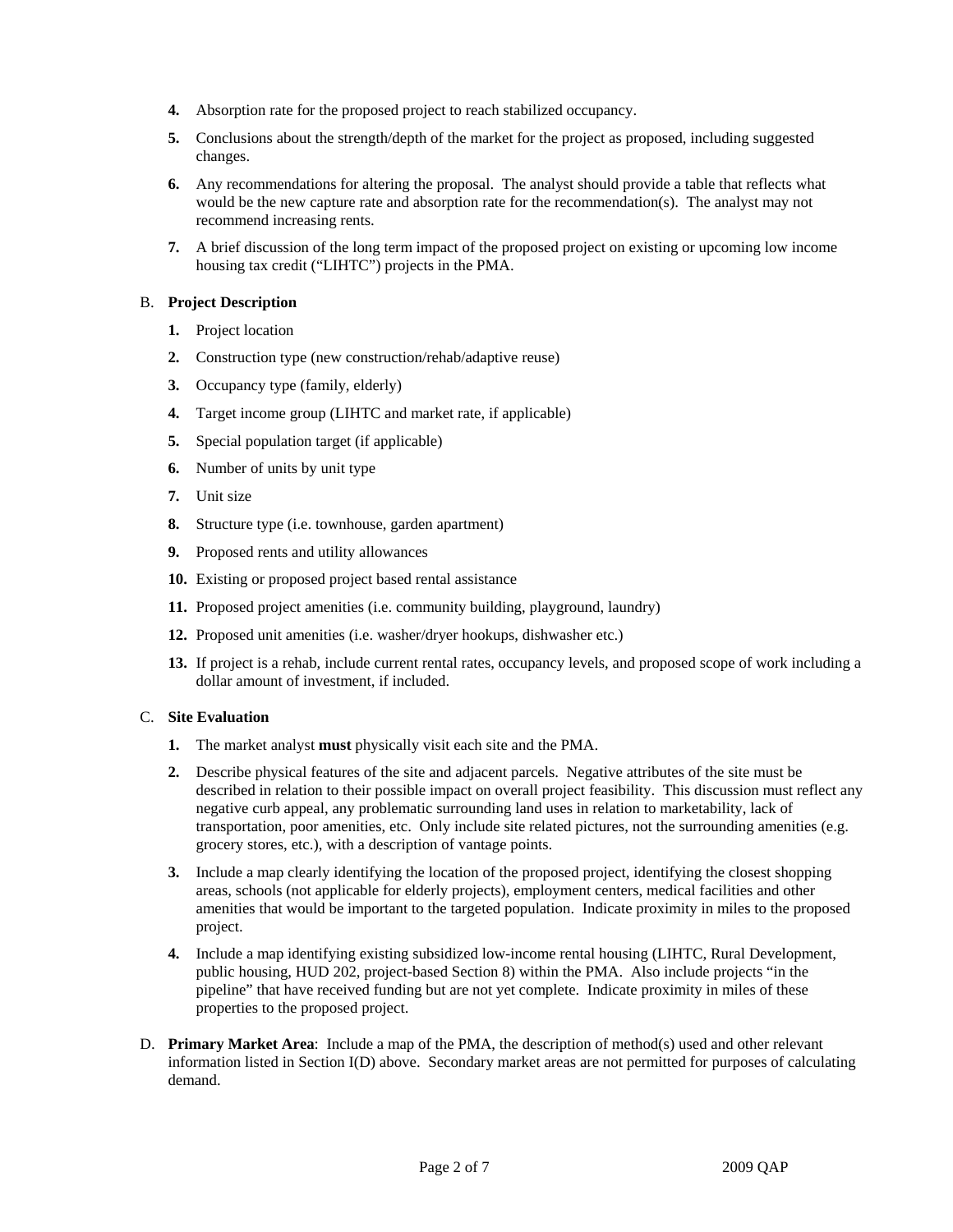4. Absorption rate for the proposed project to reach stabilized occupancy.
5. Conclusions about the strength/depth of the market for the project as proposed, including suggested changes.
6. Any recommendations for altering the proposal. The analyst should provide a table that reflects what would be the new capture rate and absorption rate for the recommendation(s). The analyst may not recommend increasing rents.
7. A brief discussion of the long term impact of the proposed project on existing or upcoming low income housing tax credit ("LIHTC") projects in the PMA.

B. **Project Description**

1. Project location
2. Construction type (new construction/rehab/adaptive reuse)
3. Occupancy type (family, elderly)
4. Target income group (LIHTC and market rate, if applicable)
5. Special population target (if applicable)
6. Number of units by unit type
7. Unit size
8. Structure type (i.e. townhouse, garden apartment)
9. Proposed rents and utility allowances
10. Existing or proposed project based rental assistance
11. Proposed project amenities (i.e. community building, playground, laundry)
12. Proposed unit amenities (i.e. washer/dryer hookups, dishwasher etc.)
13. If project is a rehab, include current rental rates, occupancy levels, and proposed scope of work including a dollar amount of investment, if included.

C. **Site Evaluation**

1. The market analyst **must** physically visit each site and the PMA.
2. Describe physical features of the site and adjacent parcels. Negative attributes of the site must be described in relation to their possible impact on overall project feasibility. This discussion must reflect any negative curb appeal, any problematic surrounding land uses in relation to marketability, lack of transportation, poor amenities, etc. Only include site related pictures, not the surrounding amenities (e.g. grocery stores, etc.), with a description of vantage points.
3. Include a map clearly identifying the location of the proposed project, identifying the closest shopping areas, schools (not applicable for elderly projects), employment centers, medical facilities and other amenities that would be important to the targeted population. Indicate proximity in miles to the proposed project.
4. Include a map identifying existing subsidized low-income rental housing (LIHTC, Rural Development, public housing, HUD 202, project-based Section 8) within the PMA. Also include projects "in the pipeline" that have received funding but are not yet complete. Indicate proximity in miles of these properties to the proposed project.

D. **Primary Market Area**: Include a map of the PMA, the description of method(s) used and other relevant information listed in Section I(D) above. Secondary market areas are not permitted for purposes of calculating demand.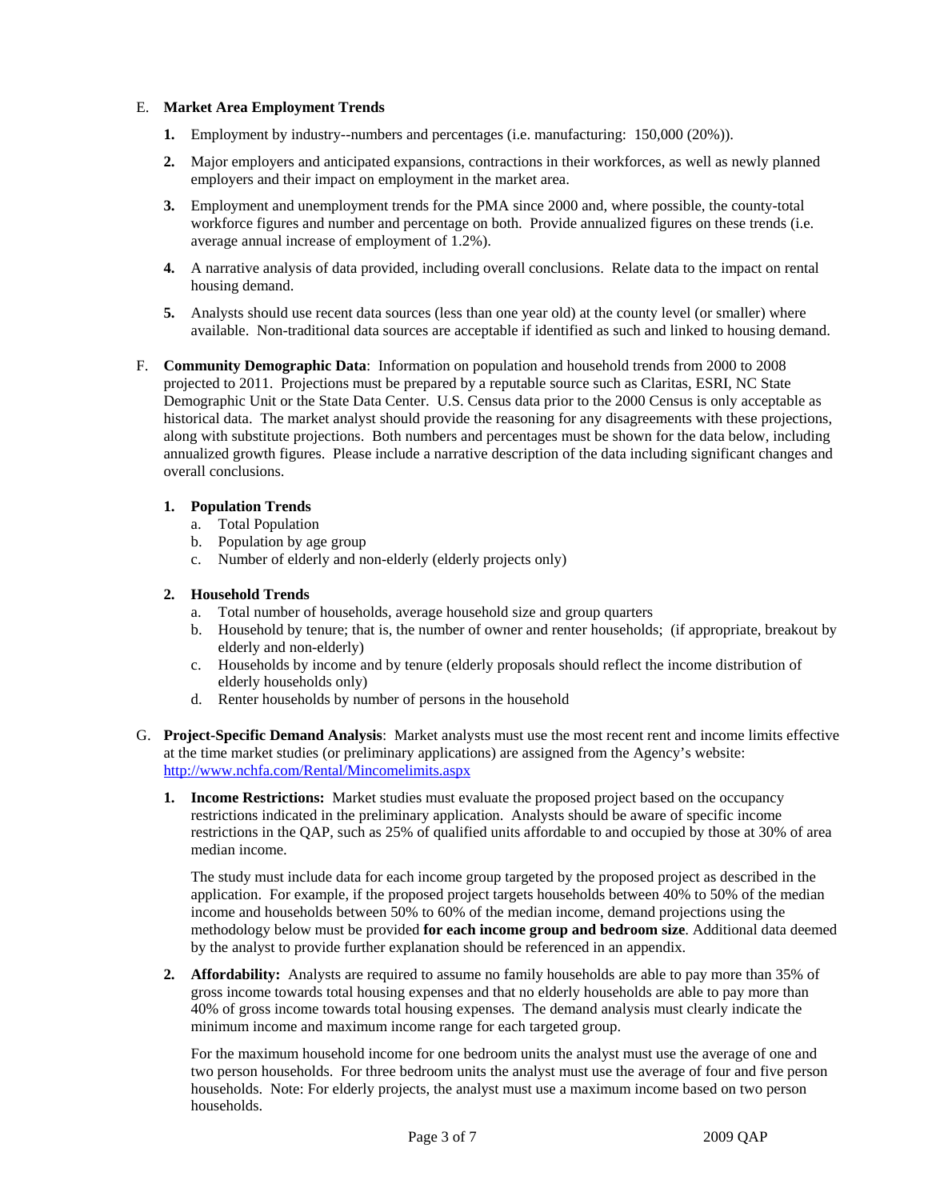E. **Market Area Employment Trends**

   1. Employment by industry--numbers and percentages (i.e. manufacturing: 150,000 (20%)).

   2. Major employers and anticipated expansions, contractions in their workforces, as well as newly planned employers and their impact on employment in the market area.

   3. Employment and unemployment trends for the PMA since 2000 and, where possible, the county-total workforce figures and number and percentage on both. Provide annualized figures on these trends (i.e. average annual increase of employment of 1.2%).

   4. A narrative analysis of data provided, including overall conclusions. Relate data to the impact on rental housing demand.

   5. Analysts should use recent data sources (less than one year old) at the county level (or smaller) where available. Non-traditional data sources are acceptable if identified as such and linked to housing demand.

F. **Community Demographic Data**: Information on population and household trends from 2000 to 2008 projected to 2011. Projections must be prepared by a reputable source such as Claritas, ESRI, NC State Demographic Unit or the State Data Center. U.S. Census data prior to the 2000 Census is only acceptable as historical data. The market analyst should provide the reasoning for any disagreements with these projections, along with substitute projections. Both numbers and percentages must be shown for the data below, including annualized growth figures. Please include a narrative description of the data including significant changes and overall conclusions.

   1. **Population Trends**
      a. Total Population
      b. Population by age group
      c. Number of elderly and non-elderly (elderly projects only)

   2. **Household Trends**
      a. Total number of households, average household size and group quarters
      b. Household by tenure; that is, the number of owner and renter households; (if appropriate, breakout by elderly and non-elderly)
      c. Households by income and by tenure (elderly proposals should reflect the income distribution of elderly households only)
      d. Renter households by number of persons in the household

G. **Project-Specific Demand Analysis**: Market analysts must use the most recent rent and income limits effective at the time market studies (or preliminary applications) are assigned from the Agency's website: [http://www.nchfa.com/Rental/Mincomelimits.aspx](http://www.nchfa.com/Rental/Mincomelimits.aspx)

   1. **Income Restrictions:** Market studies must evaluate the proposed project based on the occupancy restrictions indicated in the preliminary application. Analysts should be aware of specific income restrictions in the QAP, such as 25% of qualified units affordable to and occupied by those at 30% of area median income.

      The study must include data for each income group targeted by the proposed project as described in the application. For example, if the proposed project targets households between 40% to 50% of the median income and households between 50% to 60% of the median income, demand projections using the methodology below must be provided **for each income group and bedroom size**. Additional data deemed by the analyst to provide further explanation should be referenced in an appendix.

   2. **Affordability:** Analysts are required to assume no family households are able to pay more than 35% of gross income towards total housing expenses and that no elderly households are able to pay more than 40% of gross income towards total housing expenses. The demand analysis must clearly indicate the minimum income and maximum income range for each targeted group.

      For the maximum household income for one bedroom units the analyst must use the average of one and two person households. For three bedroom units the analyst must use the average of four and five person households. Note: For elderly projects, the analyst must use a maximum income based on two person households.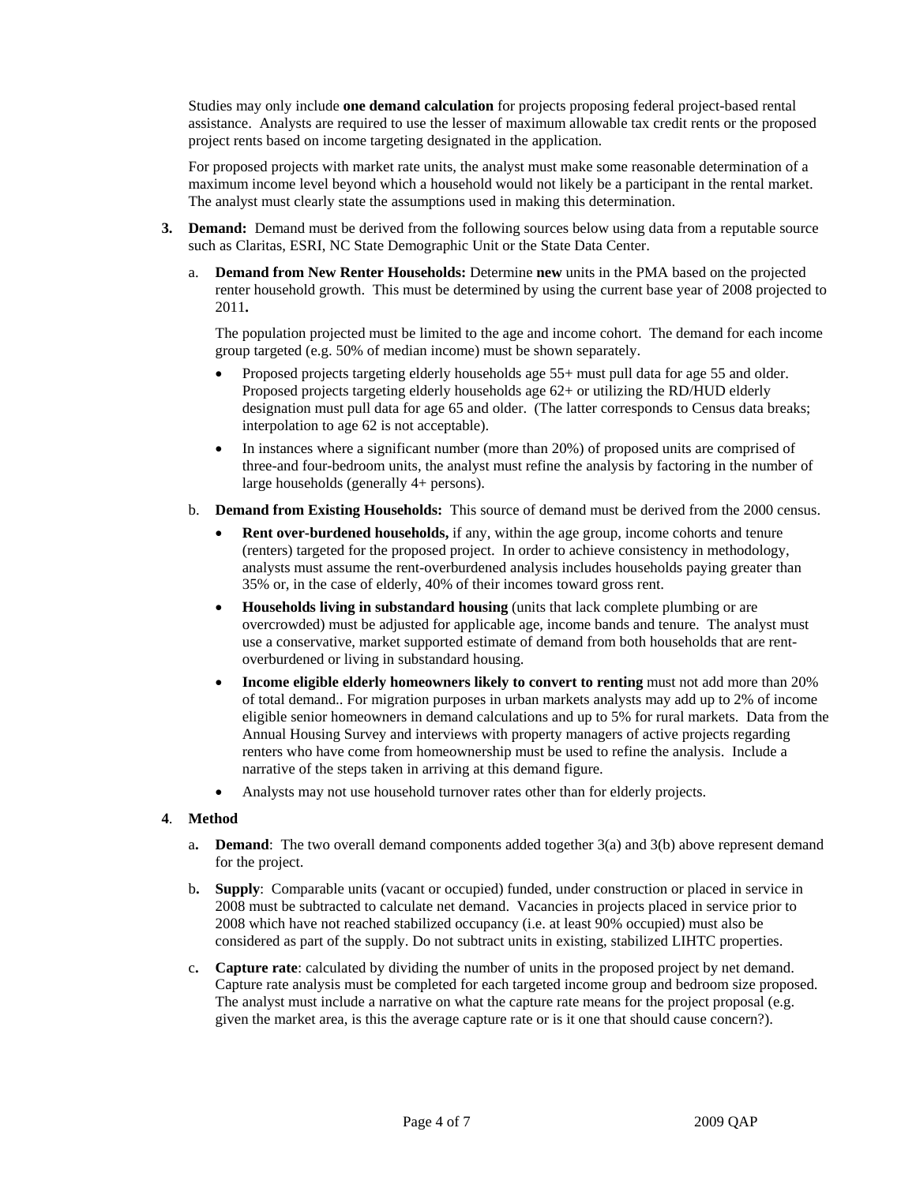Studies may only include **one demand calculation** for projects proposing federal project-based rental assistance. Analysts are required to use the lesser of maximum allowable tax credit rents or the proposed project rents based on income targeting designated in the application.

For proposed projects with market rate units, the analyst must make some reasonable determination of a maximum income level beyond which a household would not likely be a participant in the rental market. The analyst must clearly state the assumptions used in making this determination.

3. **Demand:** Demand must be derived from the following sources below using data from a reputable source such as Claritas, ESRI, NC State Demographic Unit or the State Data Center.

   a. **Demand from New Renter Households:** Determine **new** units in the PMA based on the projected renter household growth. This must be determined by using the current base year of 2008 projected to 2011**.**

      The population projected must be limited to the age and income cohort. The demand for each income group targeted (e.g. 50% of median income) must be shown separately.

      - Proposed projects targeting elderly households age 55+ must pull data for age 55 and older. Proposed projects targeting elderly households age 62+ or utilizing the RD/HUD elderly designation must pull data for age 65 and older. (The latter corresponds to Census data breaks; interpolation to age 62 is not acceptable).
      - In instances where a significant number (more than 20%) of proposed units are comprised of three-and four-bedroom units, the analyst must refine the analysis by factoring in the number of large households (generally 4+ persons).

   b. **Demand from Existing Households:** This source of demand must be derived from the 2000 census.

      - **Rent over-burdened households,** if any, within the age group, income cohorts and tenure (renters) targeted for the proposed project. In order to achieve consistency in methodology, analysts must assume the rent-overburdened analysis includes households paying greater than 35% or, in the case of elderly, 40% of their incomes toward gross rent.
      - **Households living in substandard housing** (units that lack complete plumbing or are overcrowded) must be adjusted for applicable age, income bands and tenure. The analyst must use a conservative, market supported estimate of demand from both households that are rent-overburdened or living in substandard housing.
      - **Income eligible elderly homeowners likely to convert to renting** must not add more than 20% of total demand.. For migration purposes in urban markets analysts may add up to 2% of income eligible senior homeowners in demand calculations and up to 5% for rural markets. Data from the Annual Housing Survey and interviews with property managers of active projects regarding renters who have come from homeownership must be used to refine the analysis. Include a narrative of the steps taken in arriving at this demand figure.
      - Analysts may not use household turnover rates other than for elderly projects.

4. **Method**

   a**. Demand**: The two overall demand components added together 3(a) and 3(b) above represent demand for the project.

   b**. Supply**: Comparable units (vacant or occupied) funded, under construction or placed in service in 2008 must be subtracted to calculate net demand. Vacancies in projects placed in service prior to 2008 which have not reached stabilized occupancy (i.e. at least 90% occupied) must also be considered as part of the supply. Do not subtract units in existing, stabilized LIHTC properties.

   c**. Capture rate**: calculated by dividing the number of units in the proposed project by net demand. Capture rate analysis must be completed for each targeted income group and bedroom size proposed. The analyst must include a narrative on what the capture rate means for the project proposal (e.g. given the market area, is this the average capture rate or is it one that should cause concern?).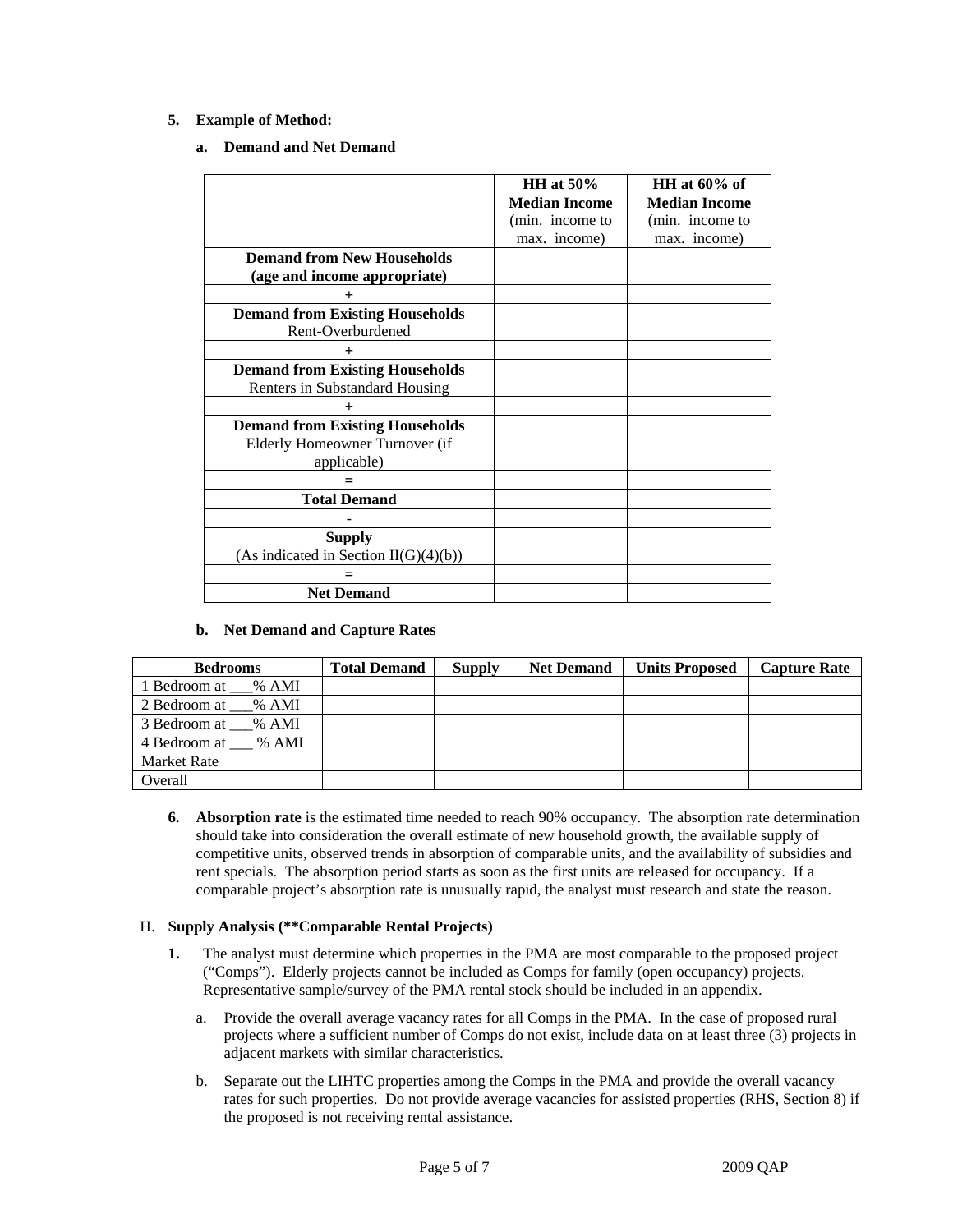**5. Example of Method:**

**a. Demand and Net Demand**

| | **HH at 50% Median Income** (min. income to max. income) | **HH at 60% of Median Income** (min. income to max. income) |
|---|---|---|
| **Demand from New Households (age and income appropriate)** | | |
| + | | |
| **Demand from Existing Households** Rent-Overburdened | | |
| + | | |
| **Demand from Existing Households** Renters in Substandard Housing | | |
| + | | |
| **Demand from Existing Households** Elderly Homeowner Turnover (if applicable) | | |
| = | | |
| **Total Demand** | | |
| - | | |
| **Supply** (As indicated in Section II(G)(4)(b)) | | |
| = | | |
| **Net Demand** | | |

**b. Net Demand and Capture Rates**

| Bedrooms | Total Demand | Supply | Net Demand | Units Proposed | Capture Rate |
|---|---|---|---|---|---|
| 1 Bedroom at ___% AMI | | | | | |
| 2 Bedroom at ___% AMI | | | | | |
| 3 Bedroom at ___% AMI | | | | | |
| 4 Bedroom at ___ % AMI | | | | | |
| Market Rate | | | | | |
| Overall | | | | | |

**6. Absorption rate** is the estimated time needed to reach 90% occupancy. The absorption rate determination should take into consideration the overall estimate of new household growth, the available supply of competitive units, observed trends in absorption of comparable units, and the availability of subsidies and rent specials. The absorption period starts as soon as the first units are released for occupancy. If a comparable project's absorption rate is unusually rapid, the analyst must research and state the reason.

H. **Supply Analysis (**Comparable Rental Projects)**

**1.** The analyst must determine which properties in the PMA are most comparable to the proposed project ("Comps"). Elderly projects cannot be included as Comps for family (open occupancy) projects. Representative sample/survey of the PMA rental stock should be included in an appendix.

a. Provide the overall average vacancy rates for all Comps in the PMA. In the case of proposed rural projects where a sufficient number of Comps do not exist, include data on at least three (3) projects in adjacent markets with similar characteristics.

b. Separate out the LIHTC properties among the Comps in the PMA and provide the overall vacancy rates for such properties. Do not provide average vacancies for assisted properties (RHS, Section 8) if the proposed is not receiving rental assistance.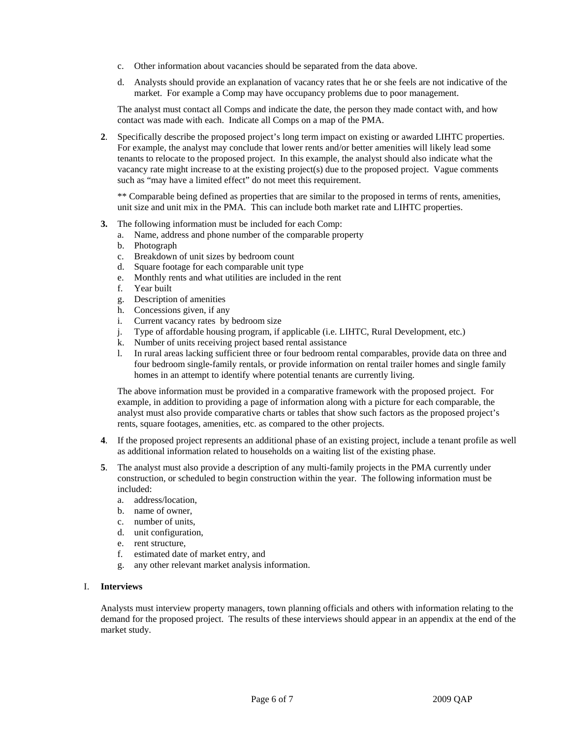c. Other information about vacancies should be separated from the data above.

d. Analysts should provide an explanation of vacancy rates that he or she feels are not indicative of the market. For example a Comp may have occupancy problems due to poor management.

The analyst must contact all Comps and indicate the date, the person they made contact with, and how contact was made with each. Indicate all Comps on a map of the PMA.

**2**. Specifically describe the proposed project's long term impact on existing or awarded LIHTC properties. For example, the analyst may conclude that lower rents and/or better amenities will likely lead some tenants to relocate to the proposed project. In this example, the analyst should also indicate what the vacancy rate might increase to at the existing project(s) due to the proposed project. Vague comments such as "may have a limited effect" do not meet this requirement.

** Comparable being defined as properties that are similar to the proposed in terms of rents, amenities, unit size and unit mix in the PMA. This can include both market rate and LIHTC properties.

**3.** The following information must be included for each Comp:

a. Name, address and phone number of the comparable property
b. Photograph
c. Breakdown of unit sizes by bedroom count
d. Square footage for each comparable unit type
e. Monthly rents and what utilities are included in the rent
f. Year built
g. Description of amenities
h. Concessions given, if any
i. Current vacancy rates by bedroom size
j. Type of affordable housing program, if applicable (i.e. LIHTC, Rural Development, etc.)
k. Number of units receiving project based rental assistance
l. In rural areas lacking sufficient three or four bedroom rental comparables, provide data on three and four bedroom single-family rentals, or provide information on rental trailer homes and single family homes in an attempt to identify where potential tenants are currently living.

The above information must be provided in a comparative framework with the proposed project. For example, in addition to providing a page of information along with a picture for each comparable, the analyst must also provide comparative charts or tables that show such factors as the proposed project's rents, square footages, amenities, etc. as compared to the other projects.

**4**. If the proposed project represents an additional phase of an existing project, include a tenant profile as well as additional information related to households on a waiting list of the existing phase.

**5**. The analyst must also provide a description of any multi-family projects in the PMA currently under construction, or scheduled to begin construction within the year. The following information must be included:

a. address/location,
b. name of owner,
c. number of units,
d. unit configuration,
e. rent structure,
f. estimated date of market entry, and
g. any other relevant market analysis information.

## I. **Interviews**

Analysts must interview property managers, town planning officials and others with information relating to the demand for the proposed project. The results of these interviews should appear in an appendix at the end of the market study.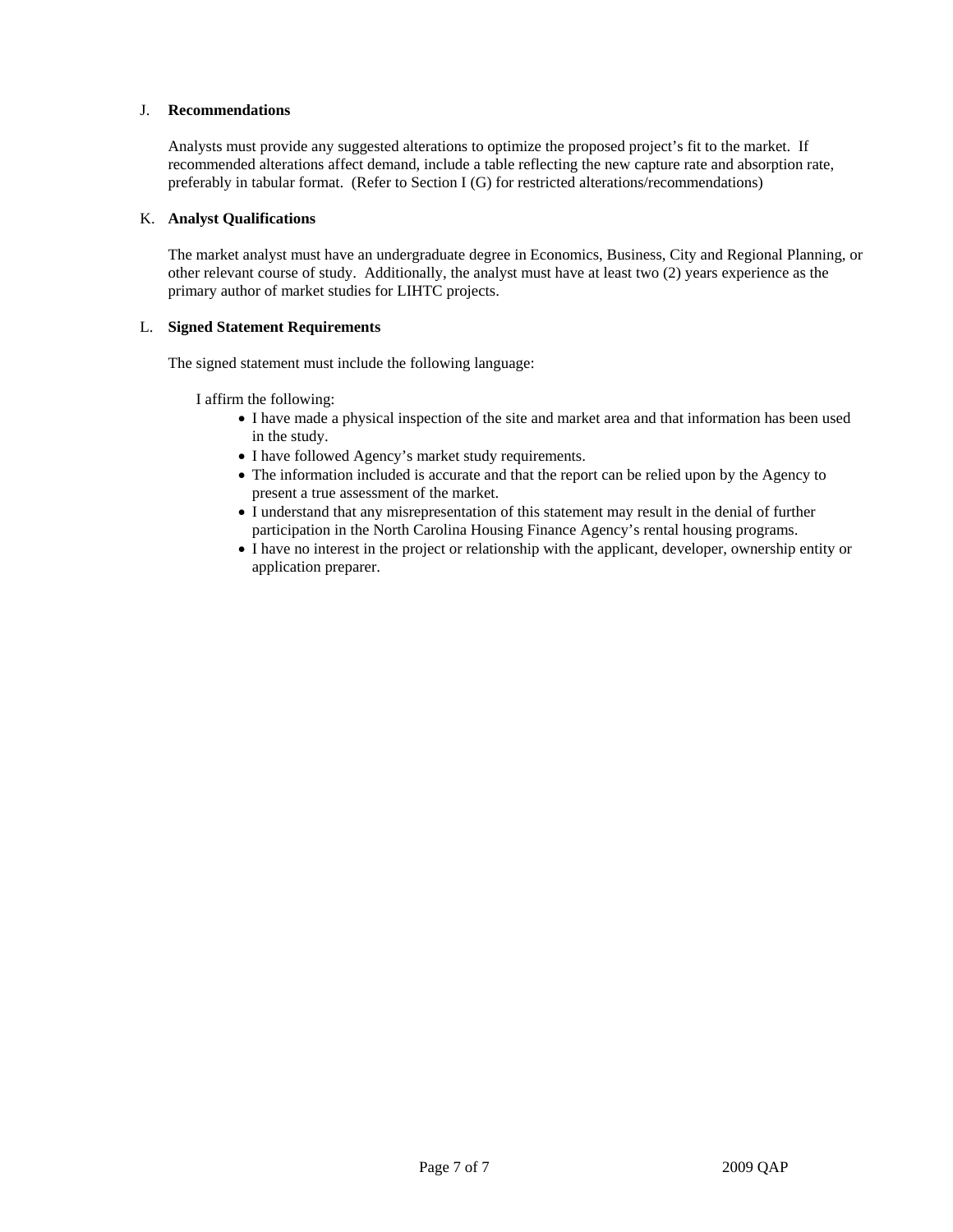J. **Recommendations**

Analysts must provide any suggested alterations to optimize the proposed project's fit to the market. If recommended alterations affect demand, include a table reflecting the new capture rate and absorption rate, preferably in tabular format. (Refer to Section I (G) for restricted alterations/recommendations)

K. **Analyst Qualifications**

The market analyst must have an undergraduate degree in Economics, Business, City and Regional Planning, or other relevant course of study. Additionally, the analyst must have at least two (2) years experience as the primary author of market studies for LIHTC projects.

L. **Signed Statement Requirements**

The signed statement must include the following language:

I affirm the following:

- I have made a physical inspection of the site and market area and that information has been used in the study.
- I have followed Agency's market study requirements.
- The information included is accurate and that the report can be relied upon by the Agency to present a true assessment of the market.
- I understand that any misrepresentation of this statement may result in the denial of further participation in the North Carolina Housing Finance Agency's rental housing programs.
- I have no interest in the project or relationship with the applicant, developer, ownership entity or application preparer.